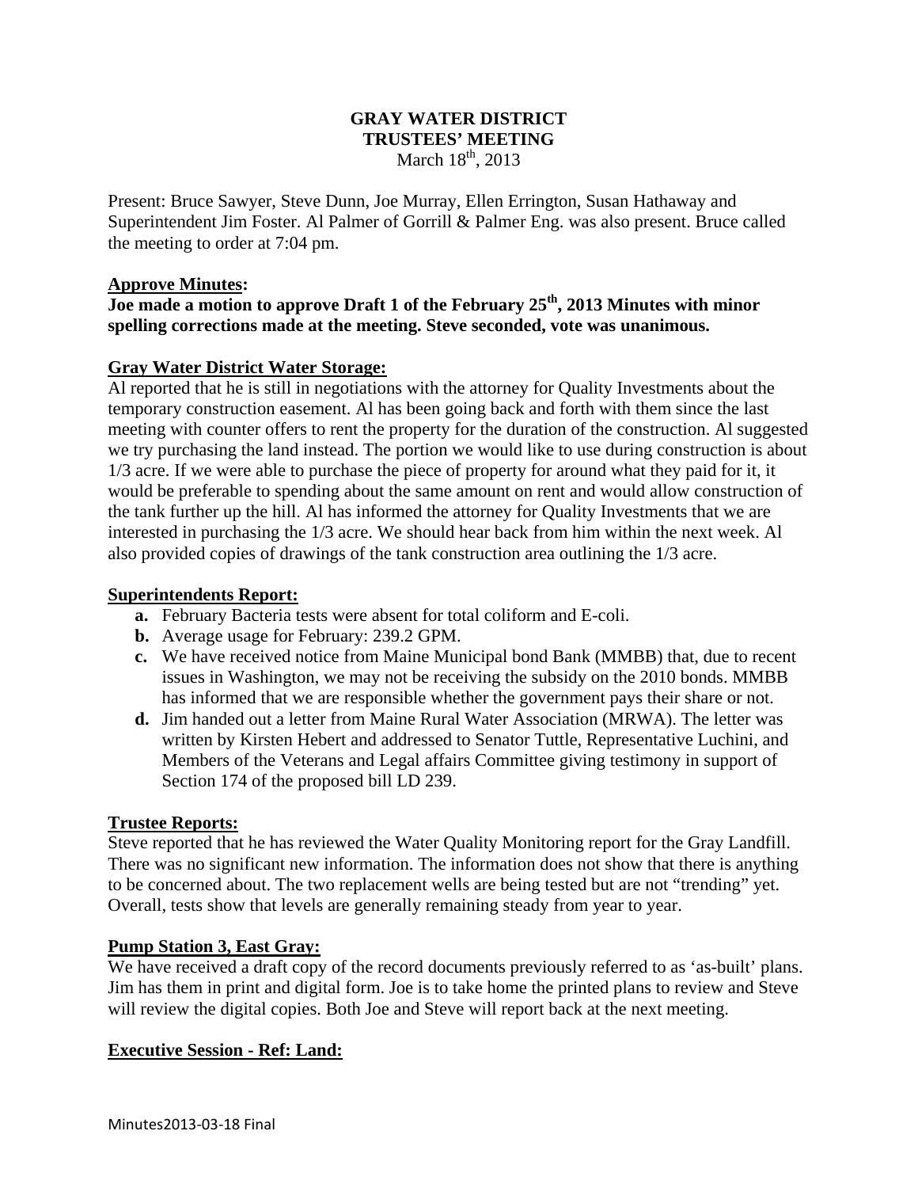# GRAY WATER DISTRICT
## TRUSTEES' MEETING
March 18th, 2013

Present: Bruce Sawyer, Steve Dunn, Joe Murray, Ellen Errington, Susan Hathaway and Superintendent Jim Foster. Al Palmer of Gorrill & Palmer Eng. was also present. Bruce called the meeting to order at 7:04 pm.

**Approve Minutes:**

**Joe made a motion to approve Draft 1 of the February 25th, 2013 Minutes with minor spelling corrections made at the meeting. Steve seconded, vote was unanimous.**

**Gray Water District Water Storage:**

Al reported that he is still in negotiations with the attorney for Quality Investments about the temporary construction easement. Al has been going back and forth with them since the last meeting with counter offers to rent the property for the duration of the construction. Al suggested we try purchasing the land instead. The portion we would like to use during construction is about 1/3 acre. If we were able to purchase the piece of property for around what they paid for it, it would be preferable to spending about the same amount on rent and would allow construction of the tank further up the hill. Al has informed the attorney for Quality Investments that we are interested in purchasing the 1/3 acre. We should hear back from him within the next week. Al also provided copies of drawings of the tank construction area outlining the 1/3 acre.

**Superintendents Report:**

- **a.** February Bacteria tests were absent for total coliform and E-coli.
- **b.** Average usage for February: 239.2 GPM.
- **c.** We have received notice from Maine Municipal bond Bank (MMBB) that, due to recent issues in Washington, we may not be receiving the subsidy on the 2010 bonds. MMBB has informed that we are responsible whether the government pays their share or not.
- **d.** Jim handed out a letter from Maine Rural Water Association (MRWA). The letter was written by Kirsten Hebert and addressed to Senator Tuttle, Representative Luchini, and Members of the Veterans and Legal affairs Committee giving testimony in support of Section 174 of the proposed bill LD 239.

**Trustee Reports:**

Steve reported that he has reviewed the Water Quality Monitoring report for the Gray Landfill. There was no significant new information. The information does not show that there is anything to be concerned about. The two replacement wells are being tested but are not "trending" yet. Overall, tests show that levels are generally remaining steady from year to year.

**Pump Station 3, East Gray:**

We have received a draft copy of the record documents previously referred to as 'as-built' plans. Jim has them in print and digital form. Joe is to take home the printed plans to review and Steve will review the digital copies. Both Joe and Steve will report back at the next meeting.

**Executive Session - Ref: Land:**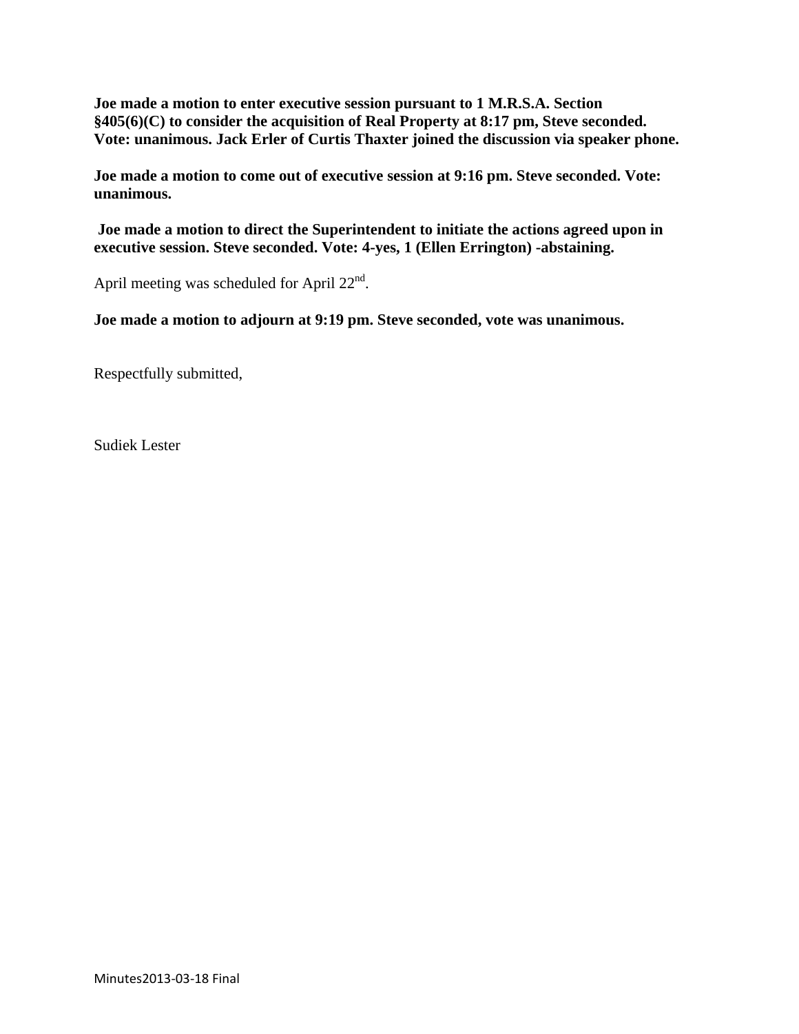**Joe made a motion to enter executive session pursuant to 1 M.R.S.A. Section §405(6)(C) to consider the acquisition of Real Property at 8:17 pm, Steve seconded. Vote: unanimous. Jack Erler of Curtis Thaxter joined the discussion via speaker phone.**

**Joe made a motion to come out of executive session at 9:16 pm. Steve seconded. Vote: unanimous.**

**Joe made a motion to direct the Superintendent to initiate the actions agreed upon in executive session. Steve seconded. Vote: 4-yes, 1 (Ellen Errington) -abstaining.**

April meeting was scheduled for April 22nd.

**Joe made a motion to adjourn at 9:19 pm. Steve seconded, vote was unanimous.**

Respectfully submitted,

Sudiek Lester